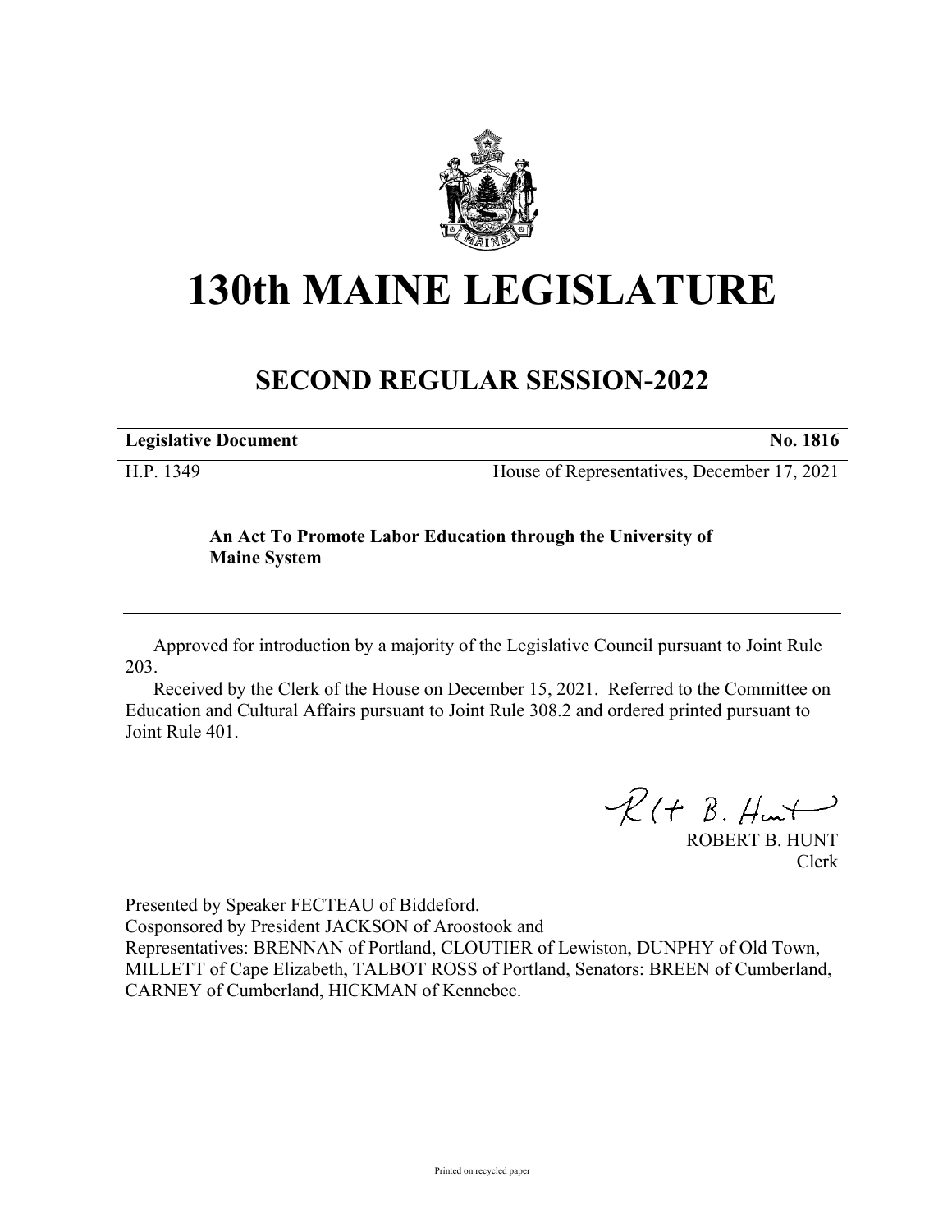# 130th MAINE LEGISLATURE

## SECOND REGULAR SESSION-2022

**Legislative Document** **No. 1816**

H.P. 1349 House of Representatives, December 17, 2021

**An Act To Promote Labor Education through the University of Maine System**

Approved for introduction by a majority of the Legislative Council pursuant to Joint Rule 203.

Received by the Clerk of the House on December 15, 2021. Referred to the Committee on Education and Cultural Affairs pursuant to Joint Rule 308.2 and ordered printed pursuant to Joint Rule 401.

ROBERT B. HUNT
Clerk

Presented by Speaker FECTEAU of Biddeford.
Cosponsored by President JACKSON of Aroostook and
Representatives: BRENNAN of Portland, CLOUTIER of Lewiston, DUNPHY of Old Town, MILLETT of Cape Elizabeth, TALBOT ROSS of Portland, Senators: BREEN of Cumberland, CARNEY of Cumberland, HICKMAN of Kennebec.

Printed on recycled paper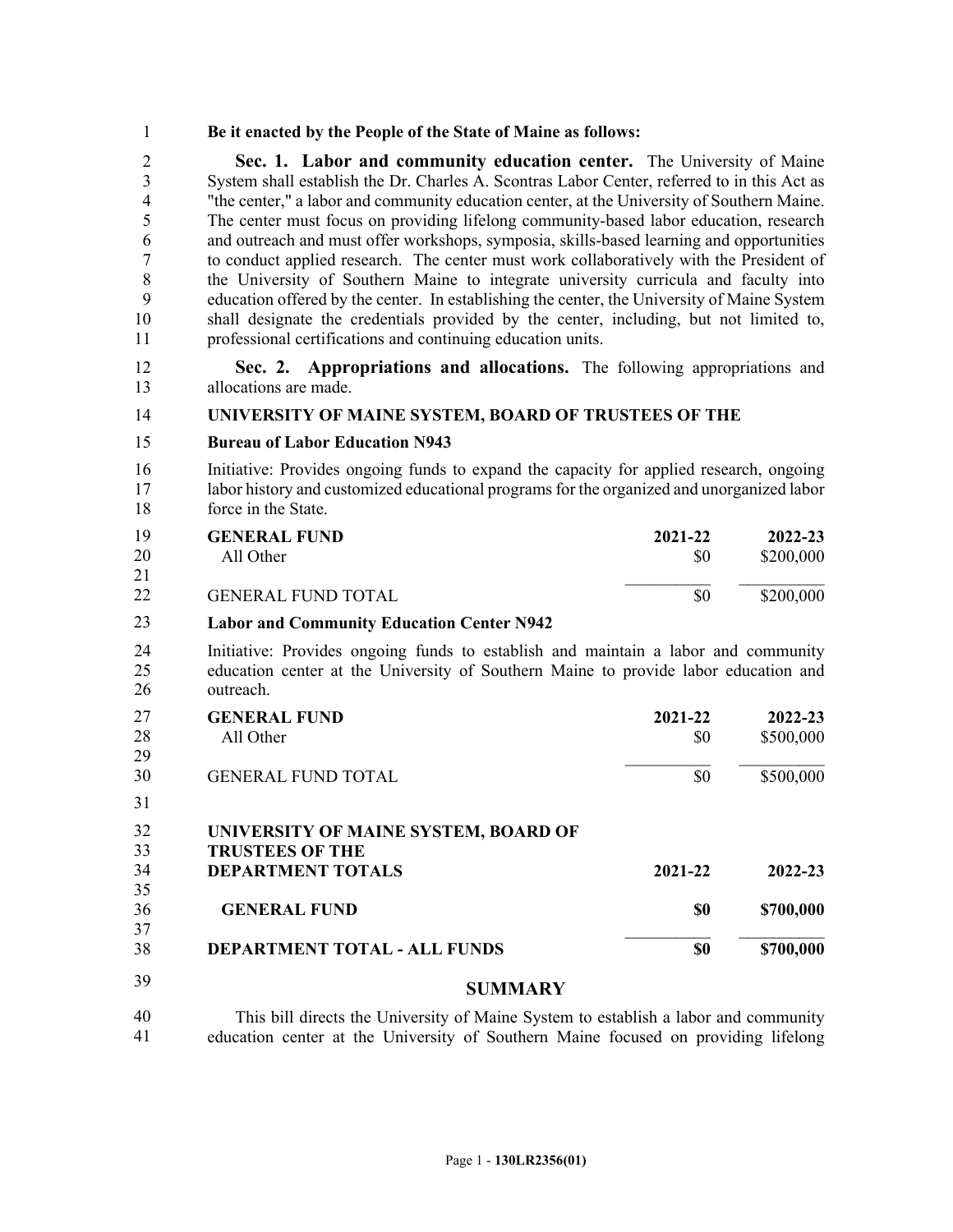**Be it enacted by the People of the State of Maine as follows:**

**Sec. 1. Labor and community education center.** The University of Maine System shall establish the Dr. Charles A. Scontras Labor Center, referred to in this Act as "the center," a labor and community education center, at the University of Southern Maine. The center must focus on providing lifelong community-based labor education, research and outreach and must offer workshops, symposia, skills-based learning and opportunities to conduct applied research. The center must work collaboratively with the President of the University of Southern Maine to integrate university curricula and faculty into education offered by the center. In establishing the center, the University of Maine System shall designate the credentials provided by the center, including, but not limited to, professional certifications and continuing education units.

**Sec. 2. Appropriations and allocations.** The following appropriations and allocations are made.

**UNIVERSITY OF MAINE SYSTEM, BOARD OF TRUSTEES OF THE**

**Bureau of Labor Education N943**

Initiative: Provides ongoing funds to expand the capacity for applied research, ongoing labor history and customized educational programs for the organized and unorganized labor force in the State.

| **GENERAL FUND** | **2021-22** | **2022-23** |
|---|---|---|
| All Other | $0 | $200,000 |
| GENERAL FUND TOTAL | $0 | $200,000 |

**Labor and Community Education Center N942**

Initiative: Provides ongoing funds to establish and maintain a labor and community education center at the University of Southern Maine to provide labor education and outreach.

| **GENERAL FUND** | **2021-22** | **2022-23** |
|---|---|---|
| All Other | $0 | $500,000 |
| GENERAL FUND TOTAL | $0 | $500,000 |

| **UNIVERSITY OF MAINE SYSTEM, BOARD OF TRUSTEES OF THE DEPARTMENT TOTALS** | **2021-22** | **2022-23** |
|---|---|---|
| **GENERAL FUND** | **$0** | **$700,000** |
| **DEPARTMENT TOTAL - ALL FUNDS** | **$0** | **$700,000** |

## SUMMARY

This bill directs the University of Maine System to establish a labor and community education center at the University of Southern Maine focused on providing lifelong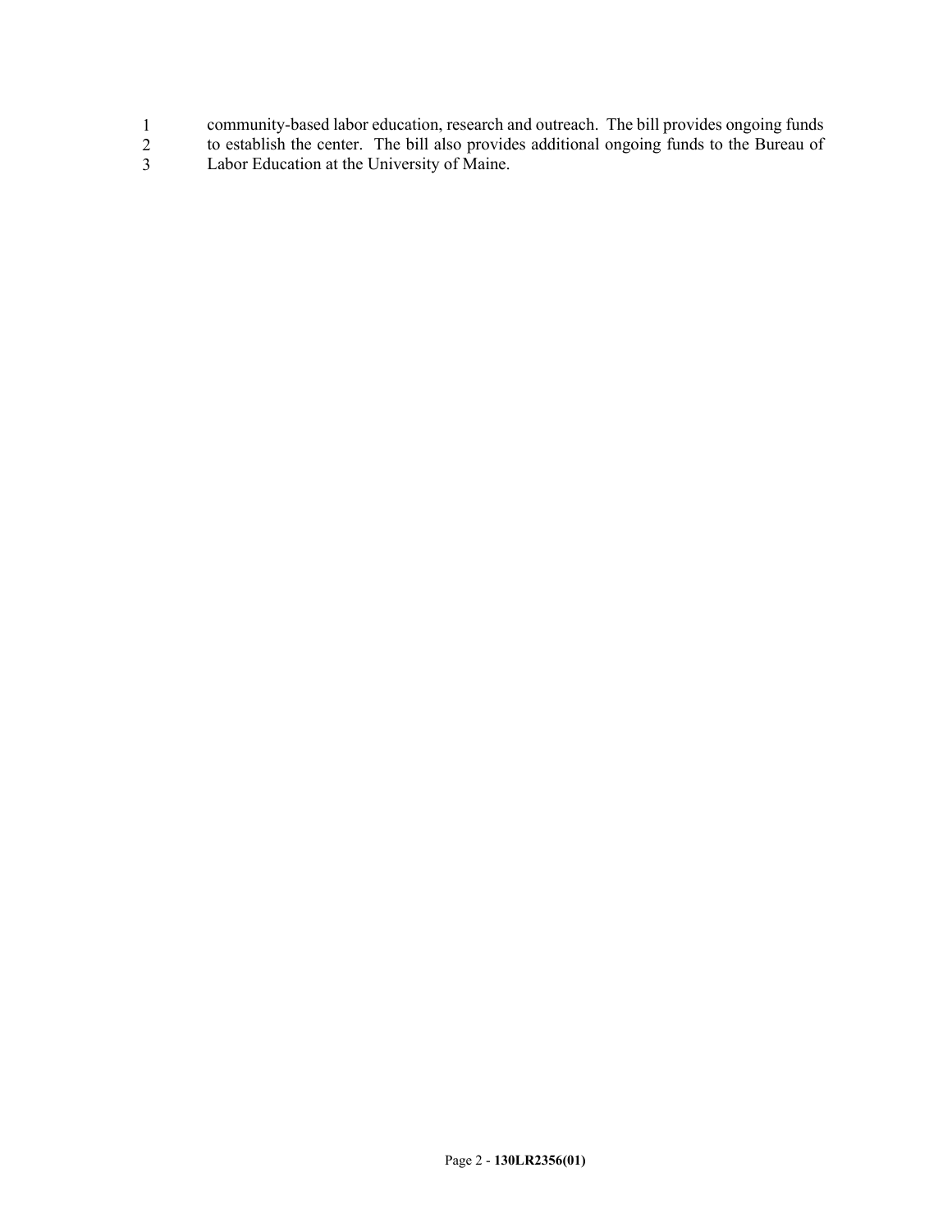community-based labor education, research and outreach. The bill provides ongoing funds to establish the center. The bill also provides additional ongoing funds to the Bureau of Labor Education at the University of Maine.